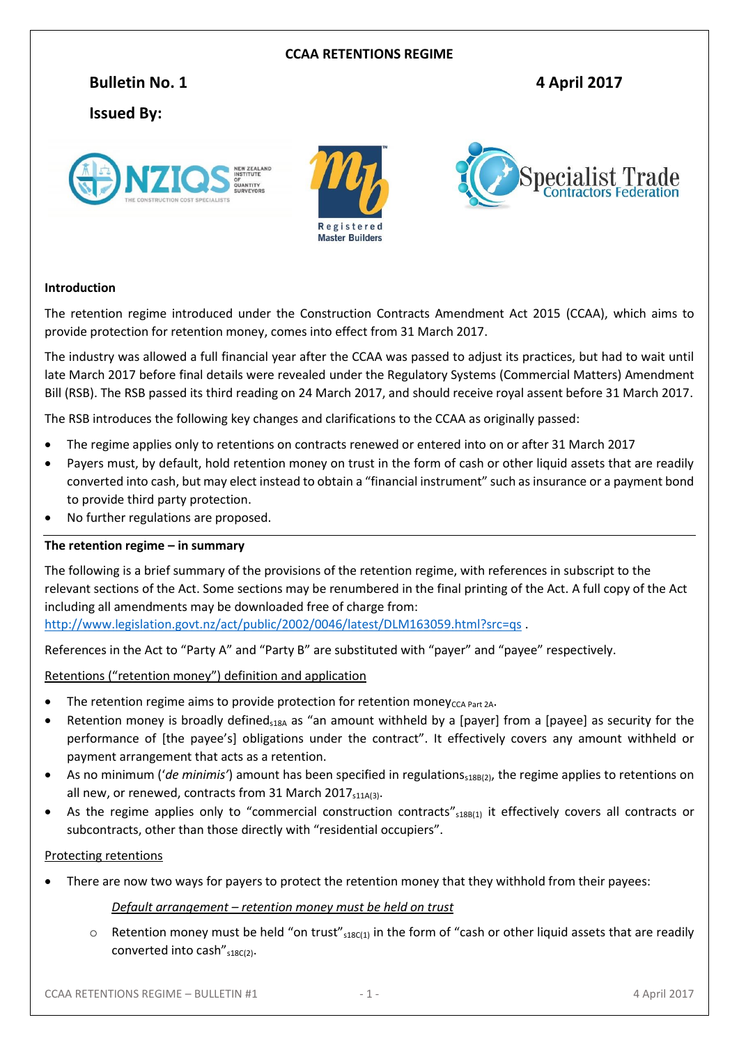**CCAA RETENTIONS REGIME**

**Bulletin No. 1** **4 April 2017**

**Issued By:**

**Introduction**

The retention regime introduced under the Construction Contracts Amendment Act 2015 (CCAA), which aims to provide protection for retention money, comes into effect from 31 March 2017.

The industry was allowed a full financial year after the CCAA was passed to adjust its practices, but had to wait until late March 2017 before final details were revealed under the Regulatory Systems (Commercial Matters) Amendment Bill (RSB). The RSB passed its third reading on 24 March 2017, and should receive royal assent before 31 March 2017.

The RSB introduces the following key changes and clarifications to the CCAA as originally passed:

- The regime applies only to retentions on contracts renewed or entered into on or after 31 March 2017
- Payers must, by default, hold retention money on trust in the form of cash or other liquid assets that are readily converted into cash, but may elect instead to obtain a "financial instrument" such as insurance or a payment bond to provide third party protection.
- No further regulations are proposed.

**The retention regime – in summary**

The following is a brief summary of the provisions of the retention regime, with references in subscript to the relevant sections of the Act. Some sections may be renumbered in the final printing of the Act. A full copy of the Act including all amendments may be downloaded free of charge from:
http://www.legislation.govt.nz/act/public/2002/0046/latest/DLM163059.html?src=qs .

References in the Act to "Party A" and "Party B" are substituted with "payer" and "payee" respectively.

Retentions ("retention money") definition and application

- The retention regime aims to provide protection for retention money$_{\text{CCA Part 2A}}$.
- Retention money is broadly defined$_{\text{s18A}}$ as "an amount withheld by a [payer] from a [payee] as security for the performance of [the payee's] obligations under the contract". It effectively covers any amount withheld or payment arrangement that acts as a retention.
- As no minimum ('*de minimis*') amount has been specified in regulations$_{\text{s18B(2)}}$, the regime applies to retentions on all new, or renewed, contracts from 31 March 2017$_{\text{s11A(3)}}$.
- As the regime applies only to "commercial construction contracts"$_{\text{s18B(1)}}$ it effectively covers all contracts or subcontracts, other than those directly with "residential occupiers".

Protecting retentions

- There are now two ways for payers to protect the retention money that they withhold from their payees:

  *Default arrangement – retention money must be held on trust*

  - Retention money must be held "on trust"$_{\text{s18C(1)}}$ in the form of "cash or other liquid assets that are readily converted into cash"$_{\text{s18C(2)}}$.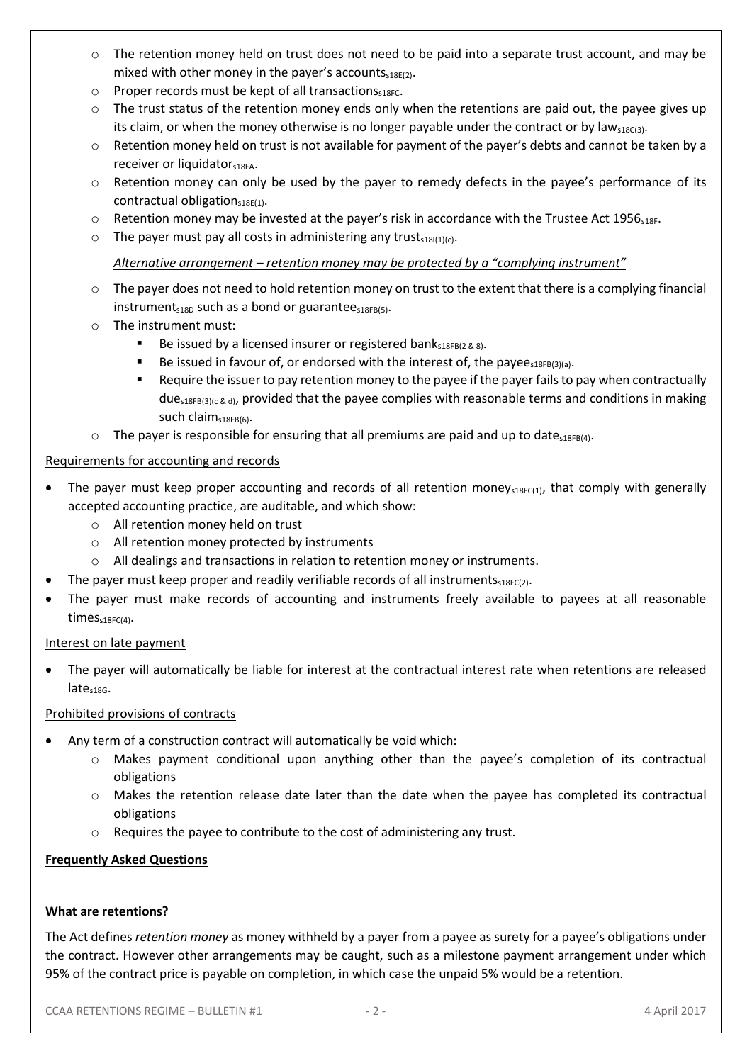- The retention money held on trust does not need to be paid into a separate trust account, and may be mixed with other money in the payer's accounts$_{s18E(2)}$.
- Proper records must be kept of all transactions$_{s18FC}$.
- The trust status of the retention money ends only when the retentions are paid out, the payee gives up its claim, or when the money otherwise is no longer payable under the contract or by law$_{s18C(3)}$.
- Retention money held on trust is not available for payment of the payer's debts and cannot be taken by a receiver or liquidator$_{s18FA}$.
- Retention money can only be used by the payer to remedy defects in the payee's performance of its contractual obligation$_{s18E(1)}$.
- Retention money may be invested at the payer's risk in accordance with the Trustee Act 1956$_{s18F}$.
- The payer must pay all costs in administering any trust$_{s18I(1)(c)}$.

*Alternative arrangement – retention money may be protected by a "complying instrument"*

- The payer does not need to hold retention money on trust to the extent that there is a complying financial instrument$_{s18D}$ such as a bond or guarantee$_{s18FB(5)}$.
- The instrument must:
  - Be issued by a licensed insurer or registered bank$_{s18FB(2 \& 8)}$.
  - Be issued in favour of, or endorsed with the interest of, the payee$_{s18FB(3)(a)}$.
  - Require the issuer to pay retention money to the payee if the payer fails to pay when contractually due$_{s18FB(3)(c \& d)}$, provided that the payee complies with reasonable terms and conditions in making such claim$_{s18FB(6)}$.
- The payer is responsible for ensuring that all premiums are paid and up to date$_{s18FB(4)}$.

Requirements for accounting and records

- The payer must keep proper accounting and records of all retention money$_{s18FC(1)}$, that comply with generally accepted accounting practice, are auditable, and which show:
  - All retention money held on trust
  - All retention money protected by instruments
  - All dealings and transactions in relation to retention money or instruments.
- The payer must keep proper and readily verifiable records of all instruments$_{s18FC(2)}$.
- The payer must make records of accounting and instruments freely available to payees at all reasonable times$_{s18FC(4)}$.

Interest on late payment

- The payer will automatically be liable for interest at the contractual interest rate when retentions are released late$_{s18G}$.

Prohibited provisions of contracts

- Any term of a construction contract will automatically be void which:
  - Makes payment conditional upon anything other than the payee's completion of its contractual obligations
  - Makes the retention release date later than the date when the payee has completed its contractual obligations
  - Requires the payee to contribute to the cost of administering any trust.

**Frequently Asked Questions**

**What are retentions?**

The Act defines *retention money* as money withheld by a payer from a payee as surety for a payee's obligations under the contract. However other arrangements may be caught, such as a milestone payment arrangement under which 95% of the contract price is payable on completion, in which case the unpaid 5% would be a retention.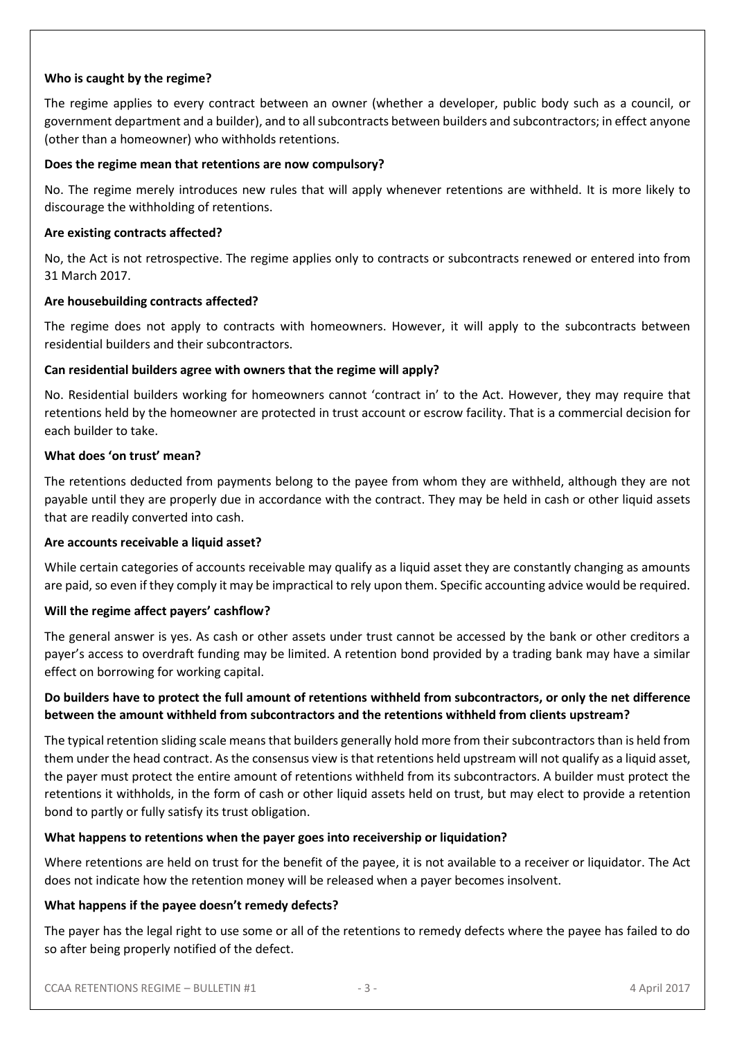**Who is caught by the regime?**

The regime applies to every contract between an owner (whether a developer, public body such as a council, or government department and a builder), and to all subcontracts between builders and subcontractors; in effect anyone (other than a homeowner) who withholds retentions.

**Does the regime mean that retentions are now compulsory?**

No. The regime merely introduces new rules that will apply whenever retentions are withheld. It is more likely to discourage the withholding of retentions.

**Are existing contracts affected?**

No, the Act is not retrospective. The regime applies only to contracts or subcontracts renewed or entered into from 31 March 2017.

**Are housebuilding contracts affected?**

The regime does not apply to contracts with homeowners. However, it will apply to the subcontracts between residential builders and their subcontractors.

**Can residential builders agree with owners that the regime will apply?**

No. Residential builders working for homeowners cannot 'contract in' to the Act. However, they may require that retentions held by the homeowner are protected in trust account or escrow facility. That is a commercial decision for each builder to take.

**What does 'on trust' mean?**

The retentions deducted from payments belong to the payee from whom they are withheld, although they are not payable until they are properly due in accordance with the contract. They may be held in cash or other liquid assets that are readily converted into cash.

**Are accounts receivable a liquid asset?**

While certain categories of accounts receivable may qualify as a liquid asset they are constantly changing as amounts are paid, so even if they comply it may be impractical to rely upon them. Specific accounting advice would be required.

**Will the regime affect payers' cashflow?**

The general answer is yes. As cash or other assets under trust cannot be accessed by the bank or other creditors a payer's access to overdraft funding may be limited. A retention bond provided by a trading bank may have a similar effect on borrowing for working capital.

**Do builders have to protect the full amount of retentions withheld from subcontractors, or only the net difference between the amount withheld from subcontractors and the retentions withheld from clients upstream?**

The typical retention sliding scale means that builders generally hold more from their subcontractors than is held from them under the head contract. As the consensus view is that retentions held upstream will not qualify as a liquid asset, the payer must protect the entire amount of retentions withheld from its subcontractors. A builder must protect the retentions it withholds, in the form of cash or other liquid assets held on trust, but may elect to provide a retention bond to partly or fully satisfy its trust obligation.

**What happens to retentions when the payer goes into receivership or liquidation?**

Where retentions are held on trust for the benefit of the payee, it is not available to a receiver or liquidator. The Act does not indicate how the retention money will be released when a payer becomes insolvent.

**What happens if the payee doesn't remedy defects?**

The payer has the legal right to use some or all of the retentions to remedy defects where the payee has failed to do so after being properly notified of the defect.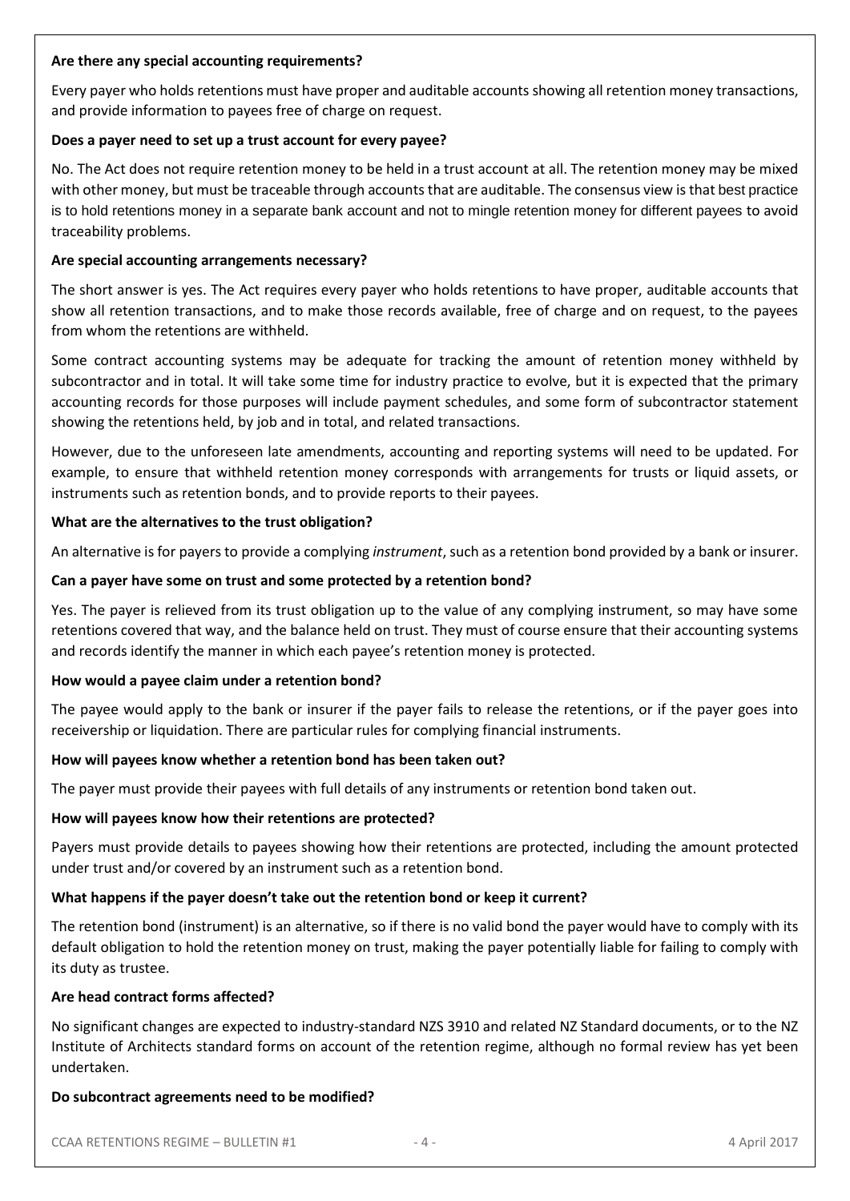**Are there any special accounting requirements?**

Every payer who holds retentions must have proper and auditable accounts showing all retention money transactions, and provide information to payees free of charge on request.

**Does a payer need to set up a trust account for every payee?**

No. The Act does not require retention money to be held in a trust account at all. The retention money may be mixed with other money, but must be traceable through accounts that are auditable. The consensus view is that best practice is to hold retentions money in a separate bank account and not to mingle retention money for different payees to avoid traceability problems.

**Are special accounting arrangements necessary?**

The short answer is yes. The Act requires every payer who holds retentions to have proper, auditable accounts that show all retention transactions, and to make those records available, free of charge and on request, to the payees from whom the retentions are withheld.

Some contract accounting systems may be adequate for tracking the amount of retention money withheld by subcontractor and in total. It will take some time for industry practice to evolve, but it is expected that the primary accounting records for those purposes will include payment schedules, and some form of subcontractor statement showing the retentions held, by job and in total, and related transactions.

However, due to the unforeseen late amendments, accounting and reporting systems will need to be updated. For example, to ensure that withheld retention money corresponds with arrangements for trusts or liquid assets, or instruments such as retention bonds, and to provide reports to their payees.

**What are the alternatives to the trust obligation?**

An alternative is for payers to provide a complying *instrument*, such as a retention bond provided by a bank or insurer.

**Can a payer have some on trust and some protected by a retention bond?**

Yes. The payer is relieved from its trust obligation up to the value of any complying instrument, so may have some retentions covered that way, and the balance held on trust. They must of course ensure that their accounting systems and records identify the manner in which each payee's retention money is protected.

**How would a payee claim under a retention bond?**

The payee would apply to the bank or insurer if the payer fails to release the retentions, or if the payer goes into receivership or liquidation. There are particular rules for complying financial instruments.

**How will payees know whether a retention bond has been taken out?**

The payer must provide their payees with full details of any instruments or retention bond taken out.

**How will payees know how their retentions are protected?**

Payers must provide details to payees showing how their retentions are protected, including the amount protected under trust and/or covered by an instrument such as a retention bond.

**What happens if the payer doesn't take out the retention bond or keep it current?**

The retention bond (instrument) is an alternative, so if there is no valid bond the payer would have to comply with its default obligation to hold the retention money on trust, making the payer potentially liable for failing to comply with its duty as trustee.

**Are head contract forms affected?**

No significant changes are expected to industry-standard NZS 3910 and related NZ Standard documents, or to the NZ Institute of Architects standard forms on account of the retention regime, although no formal review has yet been undertaken.

**Do subcontract agreements need to be modified?**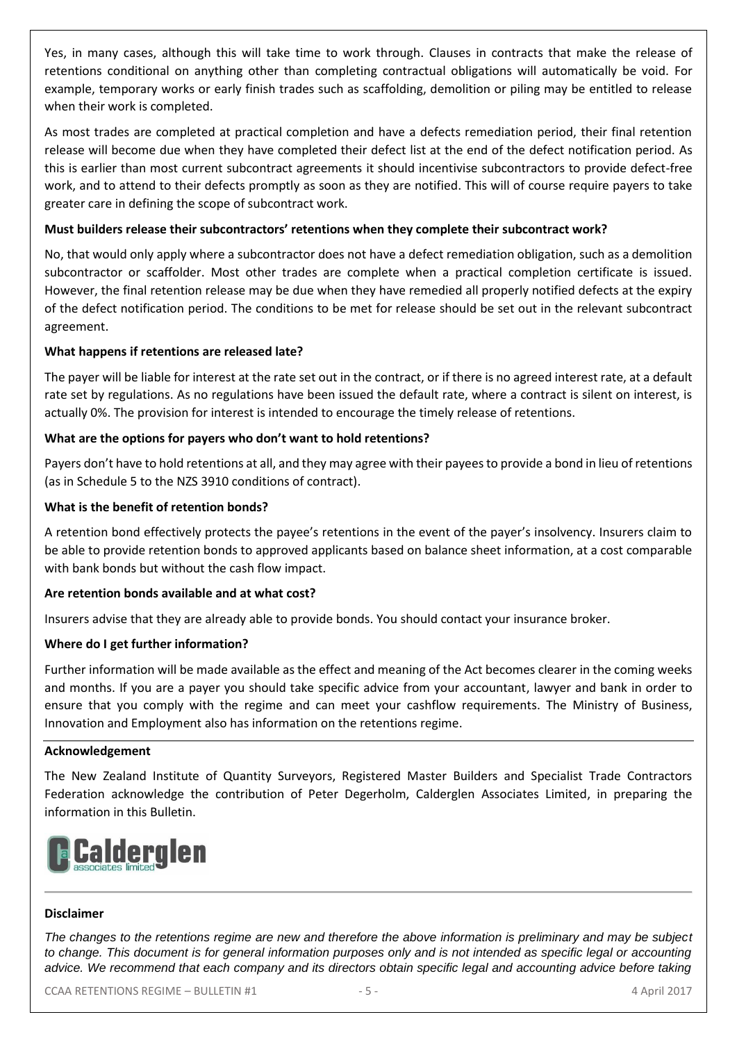Yes, in many cases, although this will take time to work through. Clauses in contracts that make the release of retentions conditional on anything other than completing contractual obligations will automatically be void. For example, temporary works or early finish trades such as scaffolding, demolition or piling may be entitled to release when their work is completed.

As most trades are completed at practical completion and have a defects remediation period, their final retention release will become due when they have completed their defect list at the end of the defect notification period. As this is earlier than most current subcontract agreements it should incentivise subcontractors to provide defect-free work, and to attend to their defects promptly as soon as they are notified. This will of course require payers to take greater care in defining the scope of subcontract work.

**Must builders release their subcontractors' retentions when they complete their subcontract work?**

No, that would only apply where a subcontractor does not have a defect remediation obligation, such as a demolition subcontractor or scaffolder. Most other trades are complete when a practical completion certificate is issued. However, the final retention release may be due when they have remedied all properly notified defects at the expiry of the defect notification period. The conditions to be met for release should be set out in the relevant subcontract agreement.

**What happens if retentions are released late?**

The payer will be liable for interest at the rate set out in the contract, or if there is no agreed interest rate, at a default rate set by regulations. As no regulations have been issued the default rate, where a contract is silent on interest, is actually 0%. The provision for interest is intended to encourage the timely release of retentions.

**What are the options for payers who don't want to hold retentions?**

Payers don't have to hold retentions at all, and they may agree with their payees to provide a bond in lieu of retentions (as in Schedule 5 to the NZS 3910 conditions of contract).

**What is the benefit of retention bonds?**

A retention bond effectively protects the payee's retentions in the event of the payer's insolvency. Insurers claim to be able to provide retention bonds to approved applicants based on balance sheet information, at a cost comparable with bank bonds but without the cash flow impact.

**Are retention bonds available and at what cost?**

Insurers advise that they are already able to provide bonds. You should contact your insurance broker.

**Where do I get further information?**

Further information will be made available as the effect and meaning of the Act becomes clearer in the coming weeks and months. If you are a payer you should take specific advice from your accountant, lawyer and bank in order to ensure that you comply with the regime and can meet your cashflow requirements. The Ministry of Business, Innovation and Employment also has information on the retentions regime.

**Acknowledgement**

The New Zealand Institute of Quantity Surveyors, Registered Master Builders and Specialist Trade Contractors Federation acknowledge the contribution of Peter Degerholm, Calderglen Associates Limited, in preparing the information in this Bulletin.

Calderglen associates limited

**Disclaimer**

*The changes to the retentions regime are new and therefore the above information is preliminary and may be subject to change. This document is for general information purposes only and is not intended as specific legal or accounting advice. We recommend that each company and its directors obtain specific legal and accounting advice before taking*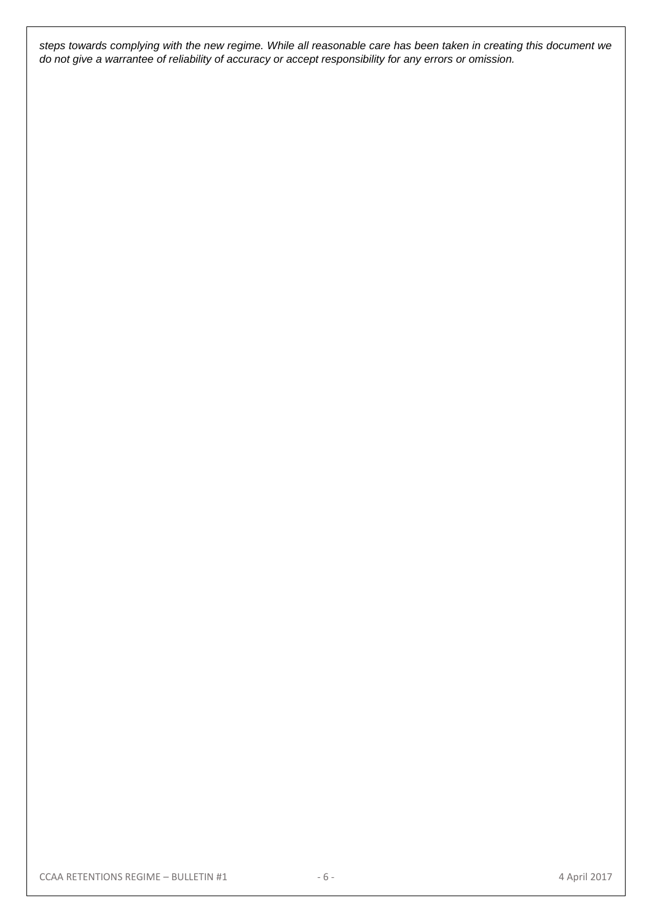*steps towards complying with the new regime. While all reasonable care has been taken in creating this document we do not give a warrantee of reliability of accuracy or accept responsibility for any errors or omission.*